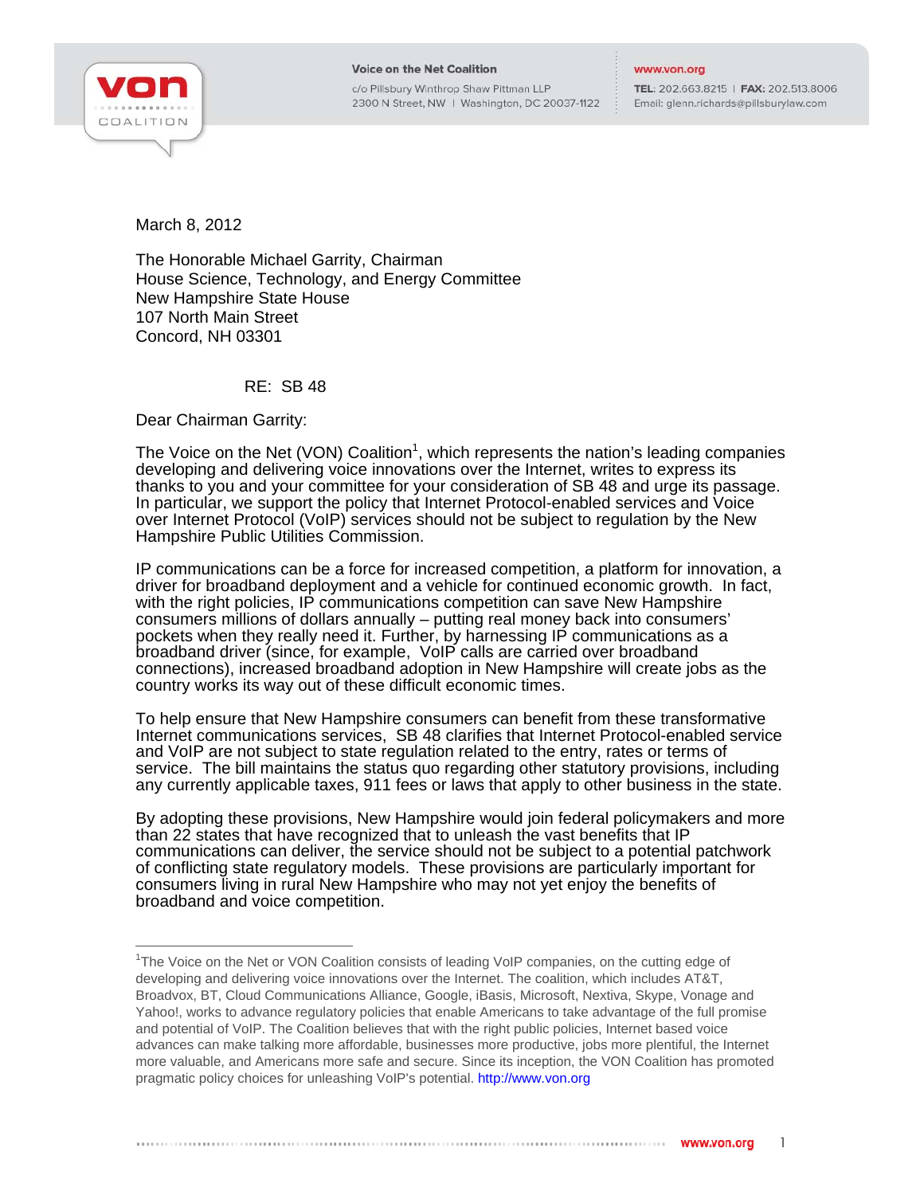Voice on the Net Coalition

c/o Pillsbury Winthrop Shaw Pittman LLP
2300 N Street, NW | Washington, DC 20037-1122

www.von.org
TEL: 202.663.8215 | FAX: 202.513.8006
Email: glenn.richards@pillsburylaw.com

March 8, 2012

The Honorable Michael Garrity, Chairman
House Science, Technology, and Energy Committee
New Hampshire State House
107 North Main Street
Concord, NH 03301

RE: SB 48

Dear Chairman Garrity:

The Voice on the Net (VON) Coalition[1], which represents the nation's leading companies developing and delivering voice innovations over the Internet, writes to express its thanks to you and your committee for your consideration of SB 48 and urge its passage. In particular, we support the policy that Internet Protocol-enabled services and Voice over Internet Protocol (VoIP) services should not be subject to regulation by the New Hampshire Public Utilities Commission.

IP communications can be a force for increased competition, a platform for innovation, a driver for broadband deployment and a vehicle for continued economic growth. In fact, with the right policies, IP communications competition can save New Hampshire consumers millions of dollars annually – putting real money back into consumers' pockets when they really need it. Further, by harnessing IP communications as a broadband driver (since, for example, VoIP calls are carried over broadband connections), increased broadband adoption in New Hampshire will create jobs as the country works its way out of these difficult economic times.

To help ensure that New Hampshire consumers can benefit from these transformative Internet communications services, SB 48 clarifies that Internet Protocol-enabled service and VoIP are not subject to state regulation related to the entry, rates or terms of service. The bill maintains the status quo regarding other statutory provisions, including any currently applicable taxes, 911 fees or laws that apply to other business in the state.

By adopting these provisions, New Hampshire would join federal policymakers and more than 22 states that have recognized that to unleash the vast benefits that IP communications can deliver, the service should not be subject to a potential patchwork of conflicting state regulatory models. These provisions are particularly important for consumers living in rural New Hampshire who may not yet enjoy the benefits of broadband and voice competition.

---

[1] The Voice on the Net or VON Coalition consists of leading VoIP companies, on the cutting edge of developing and delivering voice innovations over the Internet. The coalition, which includes AT&T, Broadvox, BT, Cloud Communications Alliance, Google, iBasis, Microsoft, Nextiva, Skype, Vonage and Yahoo!, works to advance regulatory policies that enable Americans to take advantage of the full promise and potential of VoIP. The Coalition believes that with the right public policies, Internet based voice advances can make talking more affordable, businesses more productive, jobs more plentiful, the Internet more valuable, and Americans more safe and secure. Since its inception, the VON Coalition has promoted pragmatic policy choices for unleashing VoIP's potential. http://www.von.org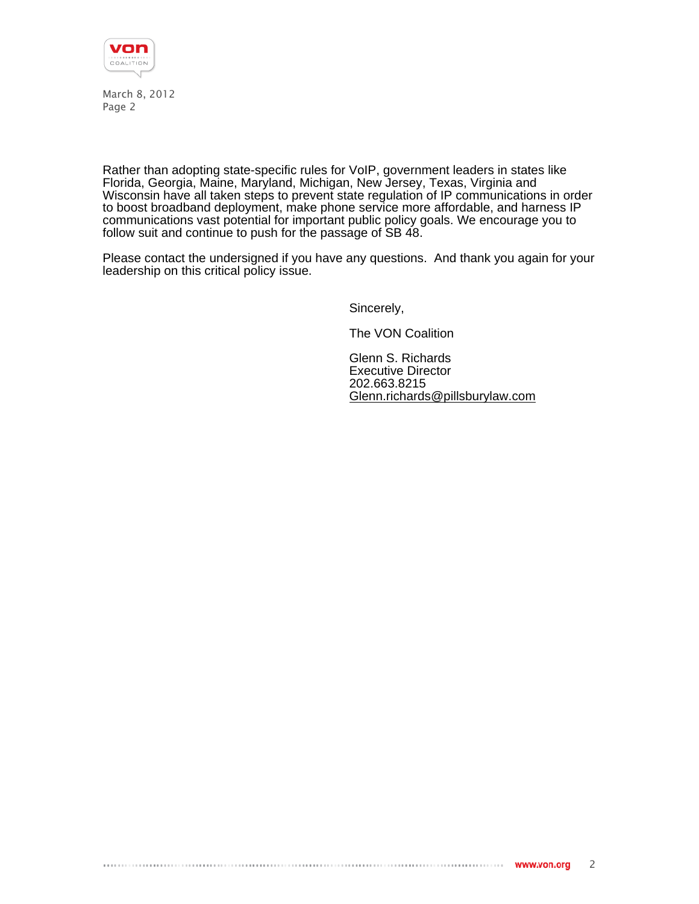Rather than adopting state-specific rules for VoIP, government leaders in states like Florida, Georgia, Maine, Maryland, Michigan, New Jersey, Texas, Virginia and Wisconsin have all taken steps to prevent state regulation of IP communications in order to boost broadband deployment, make phone service more affordable, and harness IP communications vast potential for important public policy goals. We encourage you to follow suit and continue to push for the passage of SB 48.

Please contact the undersigned if you have any questions. And thank you again for your leadership on this critical policy issue.

Sincerely,

The VON Coalition

Glenn S. Richards  
Executive Director  
202.663.8215  
Glenn.richards@pillsburylaw.com